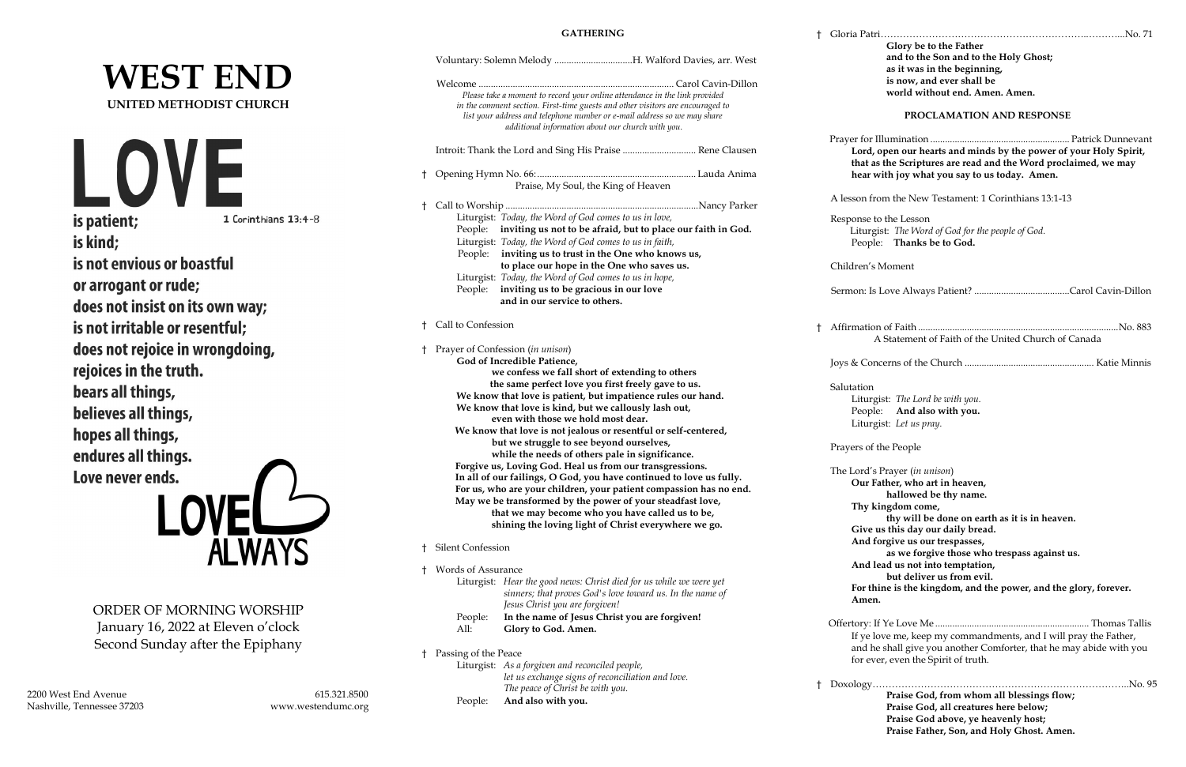# WEST END

**UNITED METHODIST CHURCH**

LOVE

**is patient;** 1 Corinthians 13:4-8

**is kind;**

**is not envious or boastful**

**or arrogant or rude;**

**does not insist on its own way;**

**is not irritable or resentful;**

**does not rejoice in wrongdoing,**

**rejoices in the truth.**

**bears all things,**

**believes all things,**

**hopes all things,**

**endures all things.**

**Love never ends.**

LOVE ALWAYS

ORDER OF MORNING WORSHIP
January 16, 2022 at Eleven o'clock
Second Sunday after the Epiphany

2200 West End Avenue
Nashville, Tennessee 37203

615.321.8500
www.westendumc.org

## GATHERING

Voluntary: Solemn Melody ................................H. Walford Davies, arr. West

Welcome ............................................................................... Carol Cavin-Dillon

*Please take a moment to record your online attendance in the link provided in the comment section. First-time guests and other visitors are encouraged to list your address and telephone number or e-mail address so we may share additional information about our church with you.*

Introit: Thank the Lord and Sing His Praise ............................. Rene Clausen

† Opening Hymn No. 66: ................................................................ Lauda Anima
Praise, My Soul, the King of Heaven

† Call to Worship ..............................................................................Nancy Parker

Liturgist: *Today, the Word of God comes to us in love,*
People: **inviting us not to be afraid, but to place our faith in God.**
Liturgist: *Today, the Word of God comes to us in faith,*
People: **inviting us to trust in the One who knows us, to place our hope in the One who saves us.**
Liturgist: *Today, the Word of God comes to us in hope,*
People: **inviting us to be gracious in our love and in our service to others.**

† Call to Confession

† Prayer of Confession (*in unison*)

**God of Incredible Patience,**
**we confess we fall short of extending to others**
**the same perfect love you first freely gave to us.**
**We know that love is patient, but impatience rules our hand.**
**We know that love is kind, but we callously lash out,**
**even with those we hold most dear.**
**We know that love is not jealous or resentful or self-centered,**
**but we struggle to see beyond ourselves,**
**while the needs of others pale in significance.**
**Forgive us, Loving God. Heal us from our transgressions.**
**In all of our failings, O God, you have continued to love us fully.**
**For us, who are your children, your patient compassion has no end.**
**May we be transformed by the power of your steadfast love,**
**that we may become who you have called us to be,**
**shining the loving light of Christ everywhere we go.**

† Silent Confession

† Words of Assurance

Liturgist: *Hear the good news: Christ died for us while we were yet sinners; that proves God's love toward us. In the name of Jesus Christ you are forgiven!*
People: **In the name of Jesus Christ you are forgiven!**
All: **Glory to God. Amen.**

† Passing of the Peace

Liturgist: *As a forgiven and reconciled people, let us exchange signs of reconciliation and love. The peace of Christ be with you.*
People: **And also with you.**

† Gloria Patri.......................................................................................No. 71

**Glory be to the Father**
**and to the Son and to the Holy Ghost;**
**as it was in the beginning,**
**is now, and ever shall be**
**world without end. Amen. Amen.**

## PROCLAMATION AND RESPONSE

Prayer for Illumination ......................................................... Patrick Dunnevant

**Lord, open our hearts and minds by the power of your Holy Spirit, that as the Scriptures are read and the Word proclaimed, we may hear with joy what you say to us today. Amen.**

A lesson from the New Testament: 1 Corinthians 13:1-13

Response to the Lesson
Liturgist: *The Word of God for the people of God.*
People: **Thanks be to God.**

Children's Moment

Sermon: Is Love Always Patient? .......................................Carol Cavin-Dillon

† Affirmation of Faith ..................................................................................No. 883
A Statement of Faith of the United Church of Canada

Joys & Concerns of the Church ..................................................... Katie Minnis

Salutation
Liturgist: *The Lord be with you.*
People: **And also with you.**
Liturgist: *Let us pray.*

Prayers of the People

The Lord's Prayer (*in unison*)

**Our Father, who art in heaven,**
**hallowed be thy name.**
**Thy kingdom come,**
**thy will be done on earth as it is in heaven.**
**Give us this day our daily bread.**
**And forgive us our trespasses,**
**as we forgive those who trespass against us.**
**And lead us not into temptation,**
**but deliver us from evil.**
**For thine is the kingdom, and the power, and the glory, forever.**
**Amen.**

Offertory: If Ye Love Me ............................................................... Thomas Tallis

If ye love me, keep my commandments, and I will pray the Father, and he shall give you another Comforter, that he may abide with you for ever, even the Spirit of truth.

† Doxology.........................................................................................No. 95

**Praise God, from whom all blessings flow;**
**Praise God, all creatures here below;**
**Praise God above, ye heavenly host;**
**Praise Father, Son, and Holy Ghost. Amen.**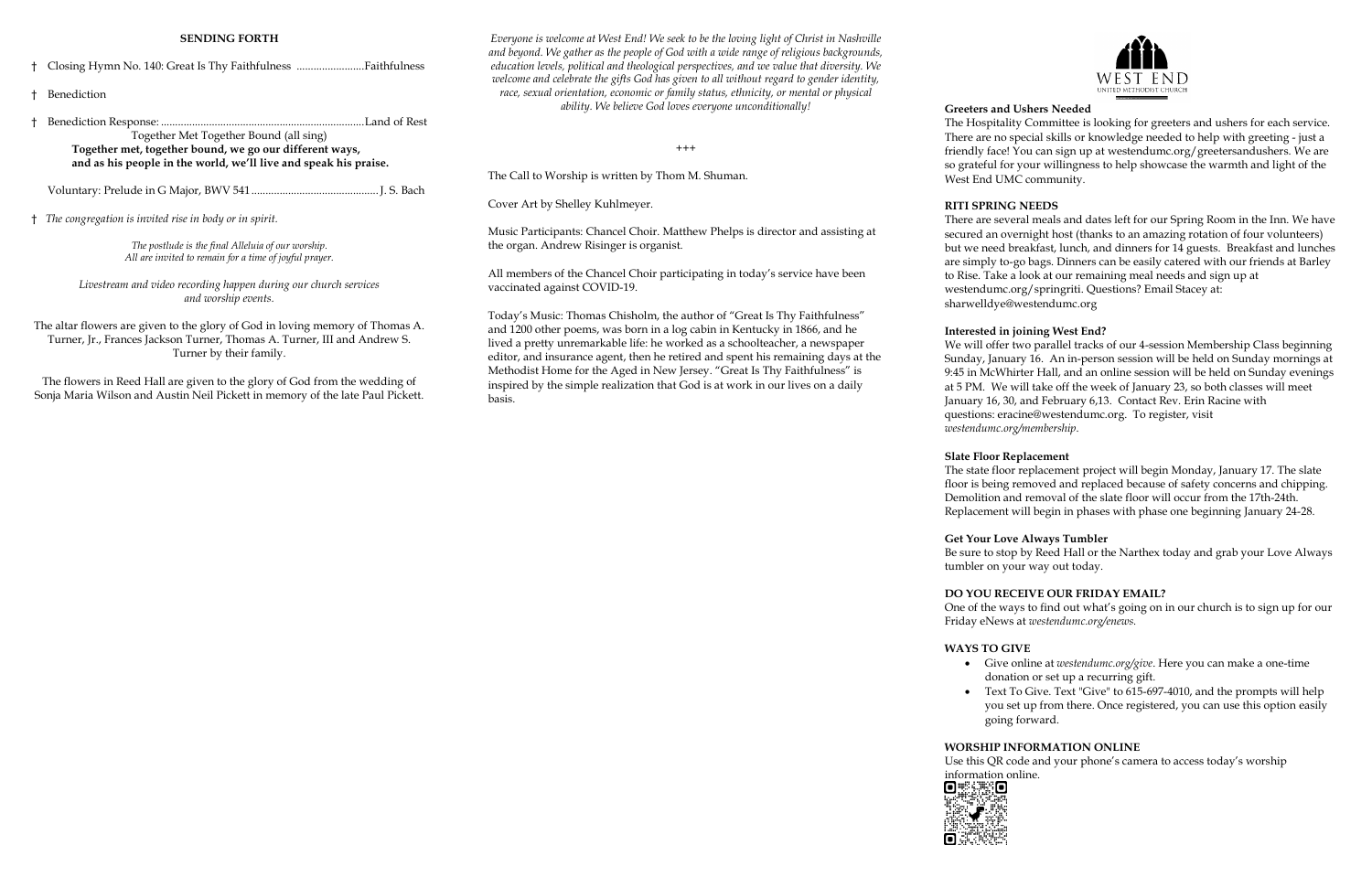## SENDING FORTH

† Closing Hymn No. 140: Great Is Thy Faithfulness ........................Faithfulness

† Benediction

† Benediction Response: ........................................................................Land of Rest

Together Met Together Bound (all sing)

**Together met, together bound, we go our different ways,**
**and as his people in the world, we'll live and speak his praise.**

Voluntary: Prelude in G Major, BWV 541 .............................................J. S. Bach

† *The congregation is invited rise in body or in spirit.*

*The postlude is the final Alleluia of our worship.*
*All are invited to remain for a time of joyful prayer.*

*Livestream and video recording happen during our church services and worship events.*

The altar flowers are given to the glory of God in loving memory of Thomas A. Turner, Jr., Frances Jackson Turner, Thomas A. Turner, III and Andrew S. Turner by their family.

The flowers in Reed Hall are given to the glory of God from the wedding of Sonja Maria Wilson and Austin Neil Pickett in memory of the late Paul Pickett.

*Everyone is welcome at West End! We seek to be the loving light of Christ in Nashville and beyond. We gather as the people of God with a wide range of religious backgrounds, education levels, political and theological perspectives, and we value that diversity. We welcome and celebrate the gifts God has given to all without regard to gender identity, race, sexual orientation, economic or family status, ethnicity, or mental or physical ability. We believe God loves everyone unconditionally!*

+++

The Call to Worship is written by Thom M. Shuman.

Cover Art by Shelley Kuhlmeyer.

Music Participants: Chancel Choir. Matthew Phelps is director and assisting at the organ. Andrew Risinger is organist.

All members of the Chancel Choir participating in today's service have been vaccinated against COVID-19.

Today's Music: Thomas Chisholm, the author of "Great Is Thy Faithfulness" and 1200 other poems, was born in a log cabin in Kentucky in 1866, and he lived a pretty unremarkable life: he worked as a schoolteacher, a newspaper editor, and insurance agent, then he retired and spent his remaining days at the Methodist Home for the Aged in New Jersey. "Great Is Thy Faithfulness" is inspired by the simple realization that God is at work in our lives on a daily basis.

WEST END UNITED METHODIST CHURCH

**Greeters and Ushers Needed**

The Hospitality Committee is looking for greeters and ushers for each service. There are no special skills or knowledge needed to help with greeting - just a friendly face! You can sign up at westendumc.org/greetersandushers. We are so grateful for your willingness to help showcase the warmth and light of the West End UMC community.

**RITI SPRING NEEDS**

There are several meals and dates left for our Spring Room in the Inn. We have secured an overnight host (thanks to an amazing rotation of four volunteers) but we need breakfast, lunch, and dinners for 14 guests. Breakfast and lunches are simply to-go bags. Dinners can be easily catered with our friends at Barley to Rise. Take a look at our remaining meal needs and sign up at westendumc.org/springriti. Questions? Email Stacey at: sharwelldye@westendumc.org

**Interested in joining West End?**

We will offer two parallel tracks of our 4-session Membership Class beginning Sunday, January 16. An in-person session will be held on Sunday mornings at 9:45 in McWhirter Hall, and an online session will be held on Sunday evenings at 5 PM. We will take off the week of January 23, so both classes will meet January 16, 30, and February 6,13. Contact Rev. Erin Racine with questions: eracine@westendumc.org. To register, visit *westendumc.org/membership*.

**Slate Floor Replacement**

The state floor replacement project will begin Monday, January 17. The slate floor is being removed and replaced because of safety concerns and chipping. Demolition and removal of the slate floor will occur from the 17th-24th. Replacement will begin in phases with phase one beginning January 24-28.

**Get Your Love Always Tumbler**

Be sure to stop by Reed Hall or the Narthex today and grab your Love Always tumbler on your way out today.

**DO YOU RECEIVE OUR FRIDAY EMAIL?**

One of the ways to find out what's going on in our church is to sign up for our Friday eNews at *westendumc.org/enews*.

**WAYS TO GIVE**

- Give online at *westendumc.org/give*. Here you can make a one-time donation or set up a recurring gift.
- Text To Give. Text "Give" to 615-697-4010, and the prompts will help you set up from there. Once registered, you can use this option easily going forward.

**WORSHIP INFORMATION ONLINE**

Use this QR code and your phone's camera to access today's worship information online.